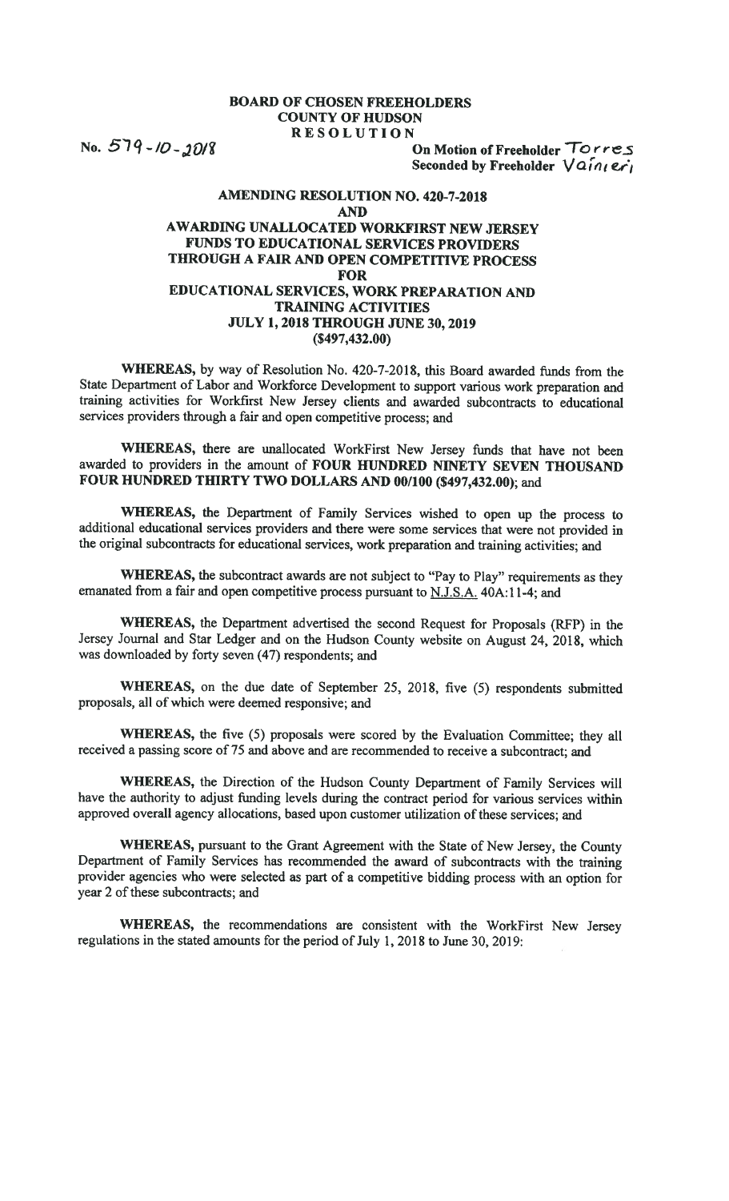**BOARD OF CHOSEN FREEHOLDERS**
**COUNTY OF HUDSON**
**RESOLUTION**

No. 579-10-2018

On Motion of Freeholder Torres
Seconded by Freeholder Vainieri

**AMENDING RESOLUTION NO. 420-7-2018**
**AND**
**AWARDING UNALLOCATED WORKFIRST NEW JERSEY FUNDS TO EDUCATIONAL SERVICES PROVIDERS THROUGH A FAIR AND OPEN COMPETITIVE PROCESS**
**FOR**
**EDUCATIONAL SERVICES, WORK PREPARATION AND TRAINING ACTIVITIES**
**JULY 1, 2018 THROUGH JUNE 30, 2019**
**($497,432.00)**

**WHEREAS,** by way of Resolution No. 420-7-2018, this Board awarded funds from the State Department of Labor and Workforce Development to support various work preparation and training activities for Workfirst New Jersey clients and awarded subcontracts to educational services providers through a fair and open competitive process; and

**WHEREAS,** there are unallocated WorkFirst New Jersey funds that have not been awarded to providers in the amount of **FOUR HUNDRED NINETY SEVEN THOUSAND FOUR HUNDRED THIRTY TWO DOLLARS AND 00/100 ($497,432.00)**; and

**WHEREAS,** the Department of Family Services wished to open up the process to additional educational services providers and there were some services that were not provided in the original subcontracts for educational services, work preparation and training activities; and

**WHEREAS,** the subcontract awards are not subject to "Pay to Play" requirements as they emanated from a fair and open competitive process pursuant to N.J.S.A. 40A:11-4; and

**WHEREAS,** the Department advertised the second Request for Proposals (RFP) in the Jersey Journal and Star Ledger and on the Hudson County website on August 24, 2018, which was downloaded by forty seven (47) respondents; and

**WHEREAS,** on the due date of September 25, 2018, five (5) respondents submitted proposals, all of which were deemed responsive; and

**WHEREAS,** the five (5) proposals were scored by the Evaluation Committee; they all received a passing score of 75 and above and are recommended to receive a subcontract; and

**WHEREAS,** the Direction of the Hudson County Department of Family Services will have the authority to adjust funding levels during the contract period for various services within approved overall agency allocations, based upon customer utilization of these services; and

**WHEREAS,** pursuant to the Grant Agreement with the State of New Jersey, the County Department of Family Services has recommended the award of subcontracts with the training provider agencies who were selected as part of a competitive bidding process with an option for year 2 of these subcontracts; and

**WHEREAS,** the recommendations are consistent with the WorkFirst New Jersey regulations in the stated amounts for the period of July 1, 2018 to June 30, 2019: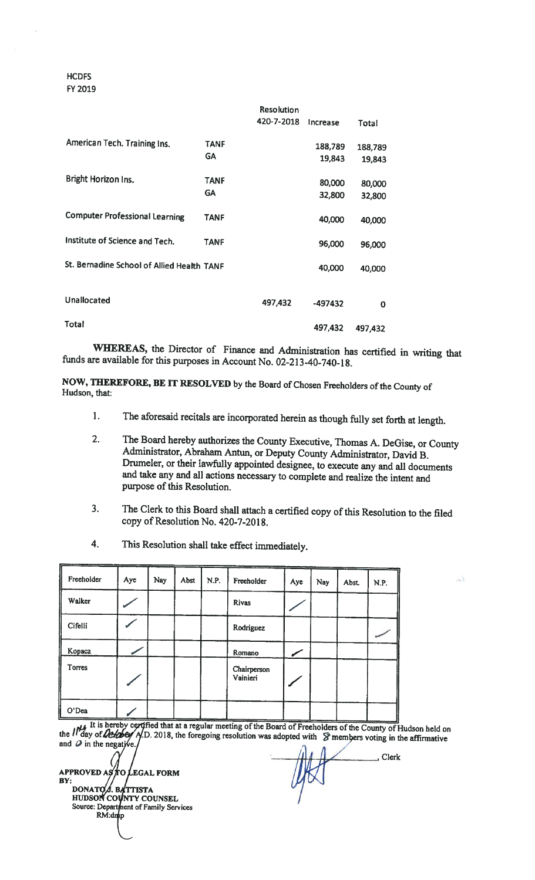HCDFS
FY 2019

| | | Resolution 420-7-2018 | Increase | Total |
|---|---|---|---|---|
| American Tech. Training Ins. | TANF | | 188,789 | 188,789 |
| | GA | | 19,843 | 19,843 |
| Bright Horizon Ins. | TANF | | 80,000 | 80,000 |
| | GA | | 32,800 | 32,800 |
| Computer Professional Learning | TANF | | 40,000 | 40,000 |
| Institute of Science and Tech. | TANF | | 96,000 | 96,000 |
| St. Bernadine School of Allied Health | TANF | | 40,000 | 40,000 |
| Unallocated | | 497,432 | -497432 | 0 |
| Total | | | 497,432 | 497,432 |

**WHEREAS,** the Director of Finance and Administration has certified in writing that funds are available for this purposes in Account No. 02-213-40-740-18.

**NOW, THEREFORE, BE IT RESOLVED** by the Board of Chosen Freeholders of the County of Hudson, that:

1. The aforesaid recitals are incorporated herein as though fully set forth at length.
2. The Board hereby authorizes the County Executive, Thomas A. DeGise, or County Administrator, Abraham Antun, or Deputy County Administrator, David B. Drumeler, or their lawfully appointed designee, to execute any and all documents and take any and all actions necessary to complete and realize the intent and purpose of this Resolution.
3. The Clerk to this Board shall attach a certified copy of this Resolution to the filed copy of Resolution No. 420-7-2018.
4. This Resolution shall take effect immediately.

| Freeholder | Aye | Nay | Abst | N.P. | Freeholder | Aye | Nay | Abst. | N.P. |
|---|---|---|---|---|---|---|---|---|---|
| Walker | ✓ | | | | Rivas | ✓ | | | |
| Cifelli | ✓ | | | | Rodriguez | | | | ✓ |
| Kopacz | ✓ | | | | Romano | ✓ | | | |
| Torres | ✓ | | | | Chairperson Vainieri | ✓ | | | |
| O'Dea | ✓ | | | | | | | | |

It is hereby certified that at a regular meeting of the Board of Freeholders of the County of Hudson held on the 11th day of October A.D. 2018, the foregoing resolution was adopted with 8 members voting in the affirmative and 0 in the negative.

_______________, Clerk

**APPROVED AS TO LEGAL FORM**
**BY:**
**DONATO J. BATTISTA**
**HUDSON COUNTY COUNSEL**
**Source: Department of Family Services**
**RM:dmp**